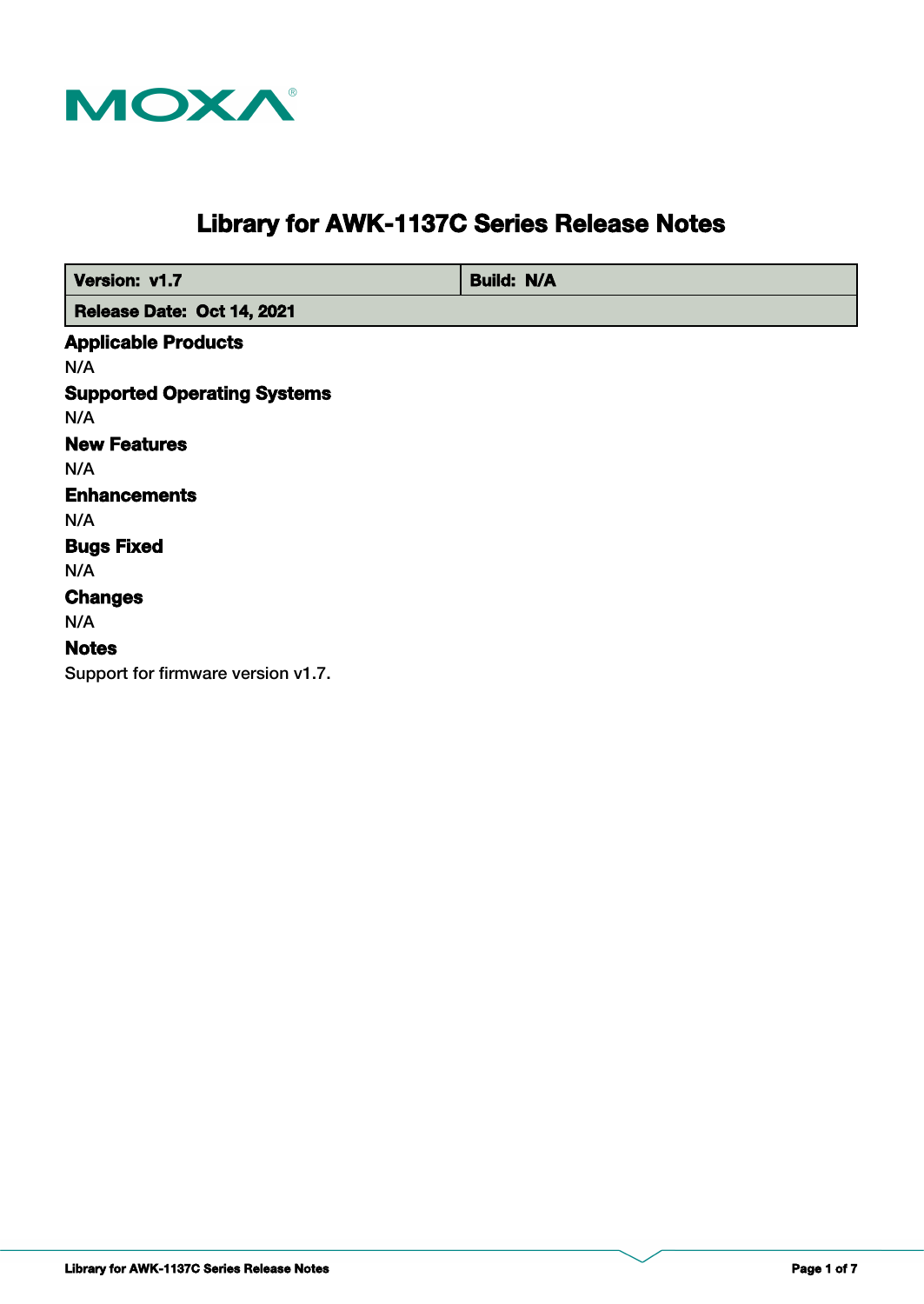# Library for AWK-1137C Series Release Notes

| Version: v1.7 | Build: N/A |
| --- | --- |
| Release Date: Oct 14, 2021 | |

## Applicable Products

N/A

## Supported Operating Systems

N/A

## New Features

N/A

## Enhancements

N/A

## Bugs Fixed

N/A

## Changes

N/A

## Notes

Support for firmware version v1.7.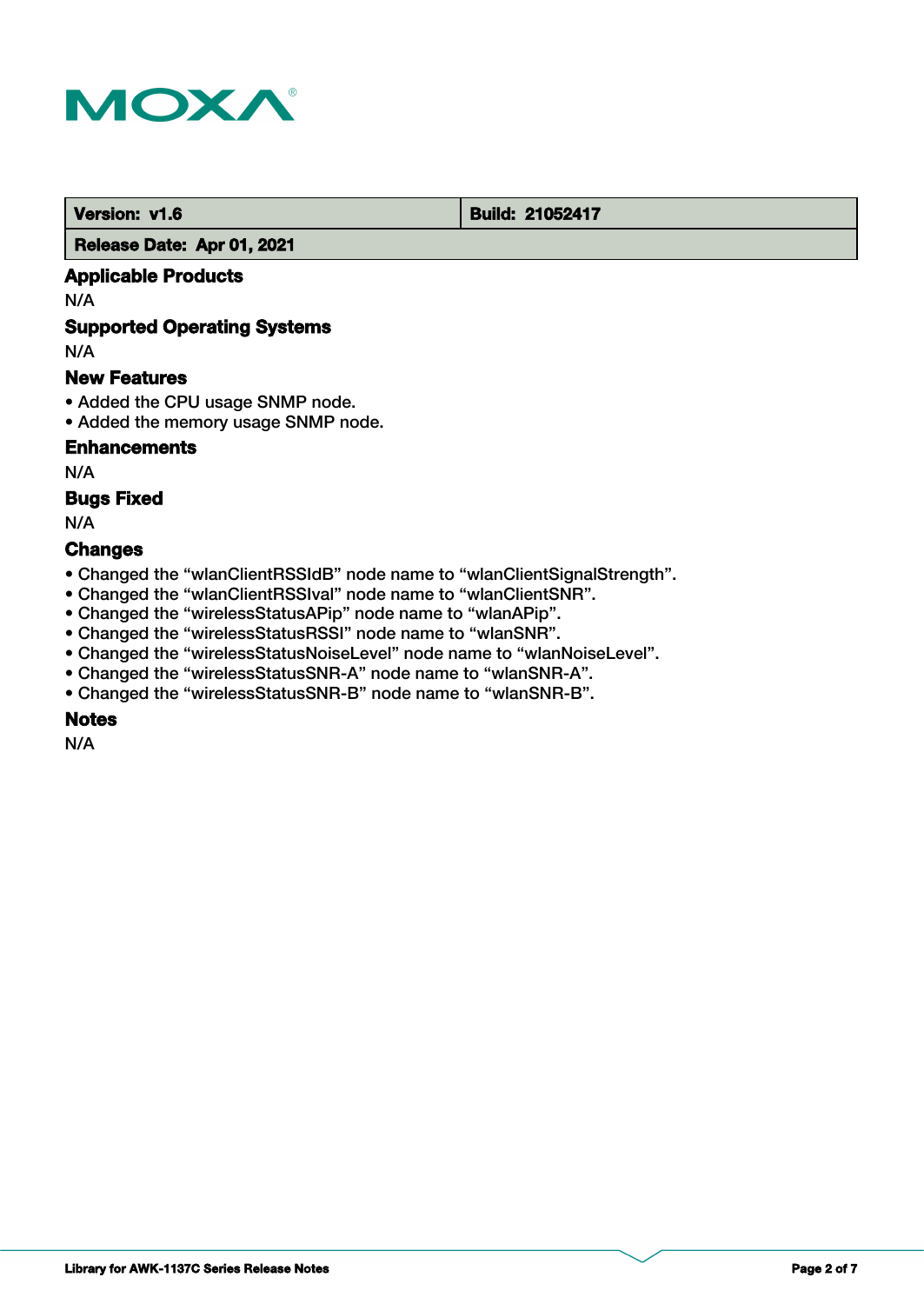| Version: v1.6 | Build: 21052417 |
| --- | --- |
| Release Date: Apr 01, 2021 | |

## Applicable Products

N/A

## Supported Operating Systems

N/A

## New Features

- Added the CPU usage SNMP node.
- Added the memory usage SNMP node.

## Enhancements

N/A

## Bugs Fixed

N/A

## Changes

- Changed the “wlanClientRSSIdB” node name to “wlanClientSignalStrength”.
- Changed the “wlanClientRSSIval” node name to “wlanClientSNR”.
- Changed the “wirelessStatusAPip” node name to “wlanAPip”.
- Changed the “wirelessStatusRSSI” node name to “wlanSNR”.
- Changed the “wirelessStatusNoiseLevel” node name to “wlanNoiseLevel”.
- Changed the “wirelessStatusSNR-A” node name to “wlanSNR-A”.
- Changed the “wirelessStatusSNR-B” node name to “wlanSNR-B”.

## Notes

N/A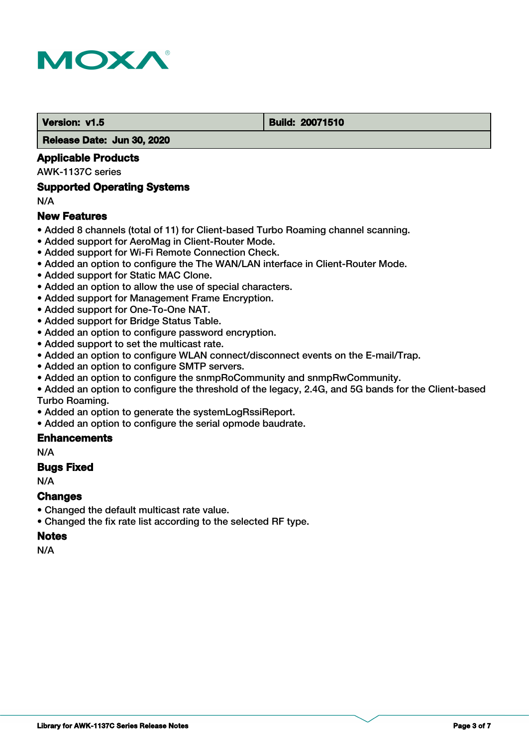| **Version: v1.5** | **Build: 20071510** |
|---|---|
| **Release Date: Jun 30, 2020** | |

### Applicable Products

AWK-1137C series

### Supported Operating Systems

N/A

### New Features

- Added 8 channels (total of 11) for Client-based Turbo Roaming channel scanning.
- Added support for AeroMag in Client-Router Mode.
- Added support for Wi-Fi Remote Connection Check.
- Added an option to configure the The WAN/LAN interface in Client-Router Mode.
- Added support for Static MAC Clone.
- Added an option to allow the use of special characters.
- Added support for Management Frame Encryption.
- Added support for One-To-One NAT.
- Added support for Bridge Status Table.
- Added an option to configure password encryption.
- Added support to set the multicast rate.
- Added an option to configure WLAN connect/disconnect events on the E-mail/Trap.
- Added an option to configure SMTP servers.
- Added an option to configure the snmpRoCommunity and snmpRwCommunity.
- Added an option to configure the threshold of the legacy, 2.4G, and 5G bands for the Client-based Turbo Roaming.
- Added an option to generate the systemLogRssiReport.
- Added an option to configure the serial opmode baudrate.

### Enhancements

N/A

### Bugs Fixed

N/A

### Changes

- Changed the default multicast rate value.
- Changed the fix rate list according to the selected RF type.

### Notes

N/A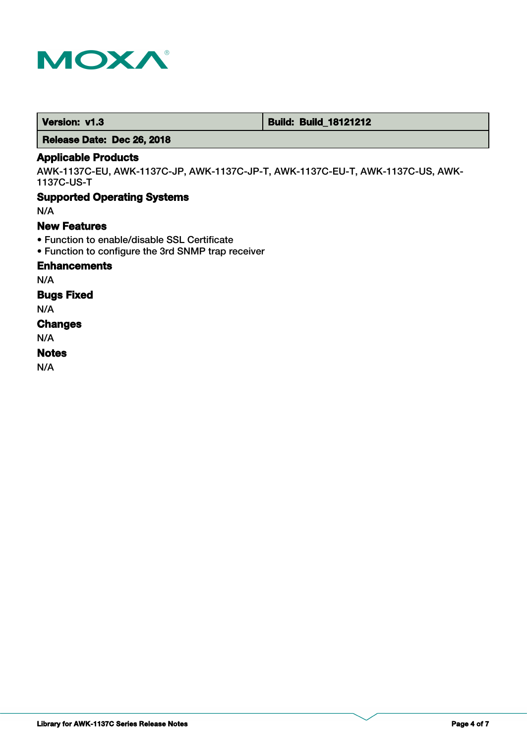| Version: v1.3 | Build: Build_18121212 |
| --- | --- |
| Release Date: Dec 26, 2018 | |

### Applicable Products

AWK-1137C-EU, AWK-1137C-JP, AWK-1137C-JP-T, AWK-1137C-EU-T, AWK-1137C-US, AWK-1137C-US-T

### Supported Operating Systems

N/A

### New Features

- Function to enable/disable SSL Certificate
- Function to configure the 3rd SNMP trap receiver

### Enhancements

N/A

### Bugs Fixed

N/A

### Changes

N/A

### Notes

N/A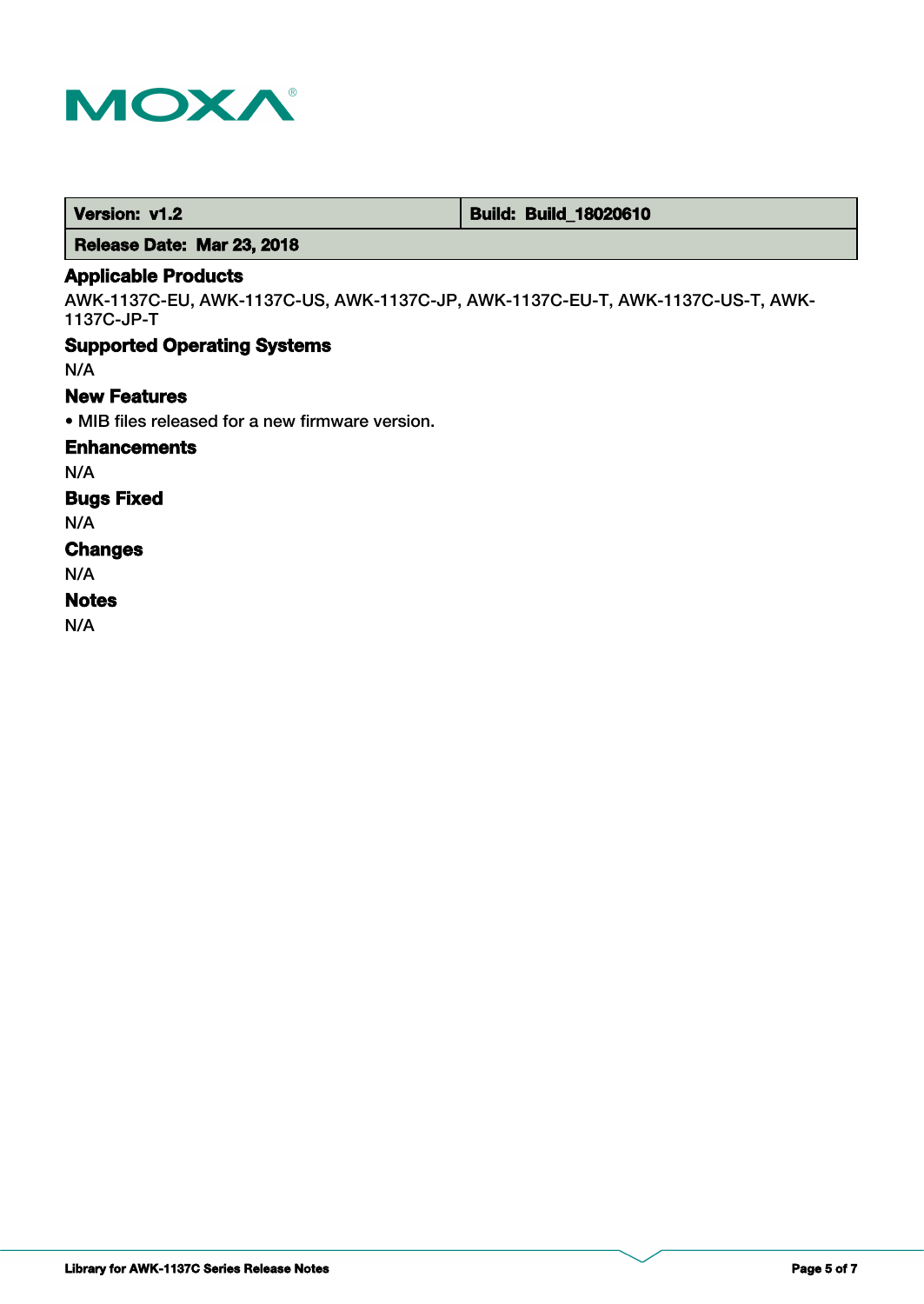| Version: v1.2 | Build: Build_18020610 |
| --- | --- |
| Release Date: Mar 23, 2018 | |

### Applicable Products

AWK-1137C-EU, AWK-1137C-US, AWK-1137C-JP, AWK-1137C-EU-T, AWK-1137C-US-T, AWK-1137C-JP-T

### Supported Operating Systems

N/A

### New Features

- MIB files released for a new firmware version.

### Enhancements

N/A

### Bugs Fixed

N/A

### Changes

N/A

### Notes

N/A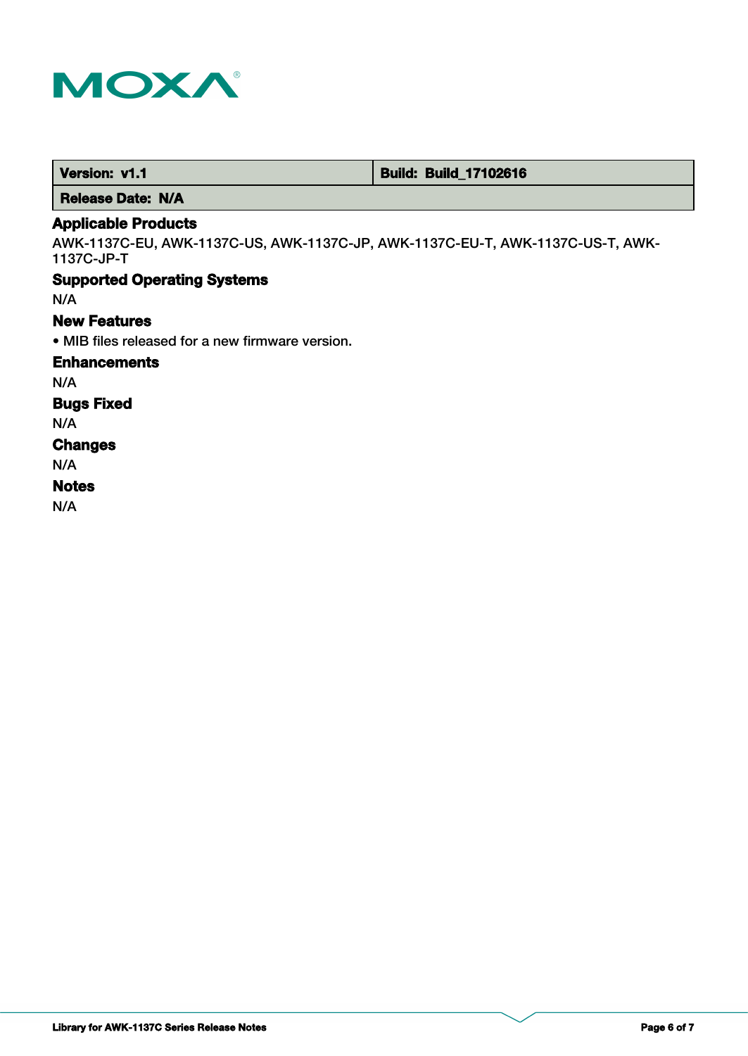| Version: v1.1 | Build: Build_17102616 |
| --- | --- |
| Release Date: N/A | |

### Applicable Products

AWK-1137C-EU, AWK-1137C-US, AWK-1137C-JP, AWK-1137C-EU-T, AWK-1137C-US-T, AWK-1137C-JP-T

### Supported Operating Systems

N/A

### New Features

- MIB files released for a new firmware version.

### Enhancements

N/A

### Bugs Fixed

N/A

### Changes

N/A

### Notes

N/A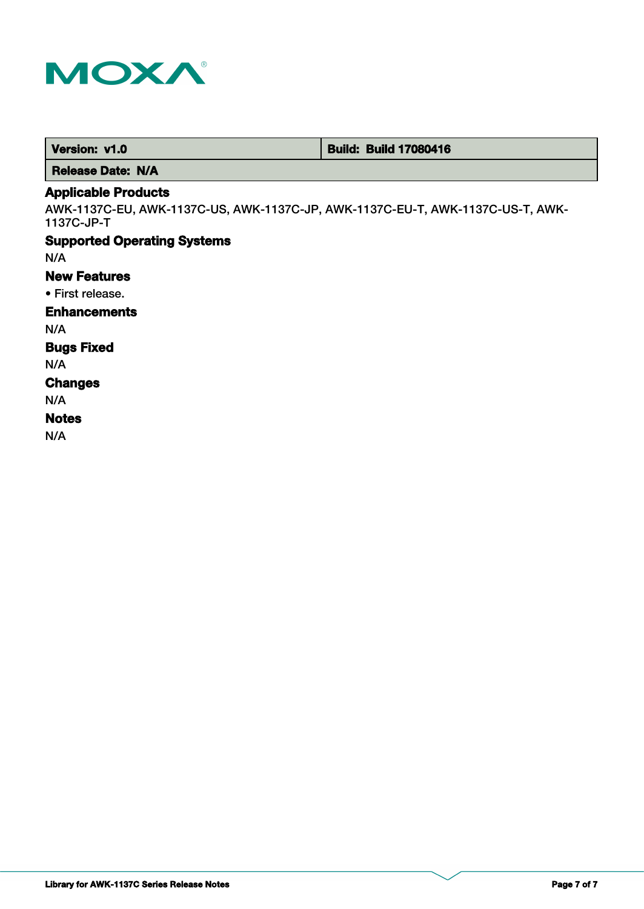| Version: v1.0 | Build: Build 17080416 |
| --- | --- |
| Release Date: N/A | |

### Applicable Products

AWK-1137C-EU, AWK-1137C-US, AWK-1137C-JP, AWK-1137C-EU-T, AWK-1137C-US-T, AWK-1137C-JP-T

### Supported Operating Systems

N/A

### New Features

- First release.

### Enhancements

N/A

### Bugs Fixed

N/A

### Changes

N/A

### Notes

N/A